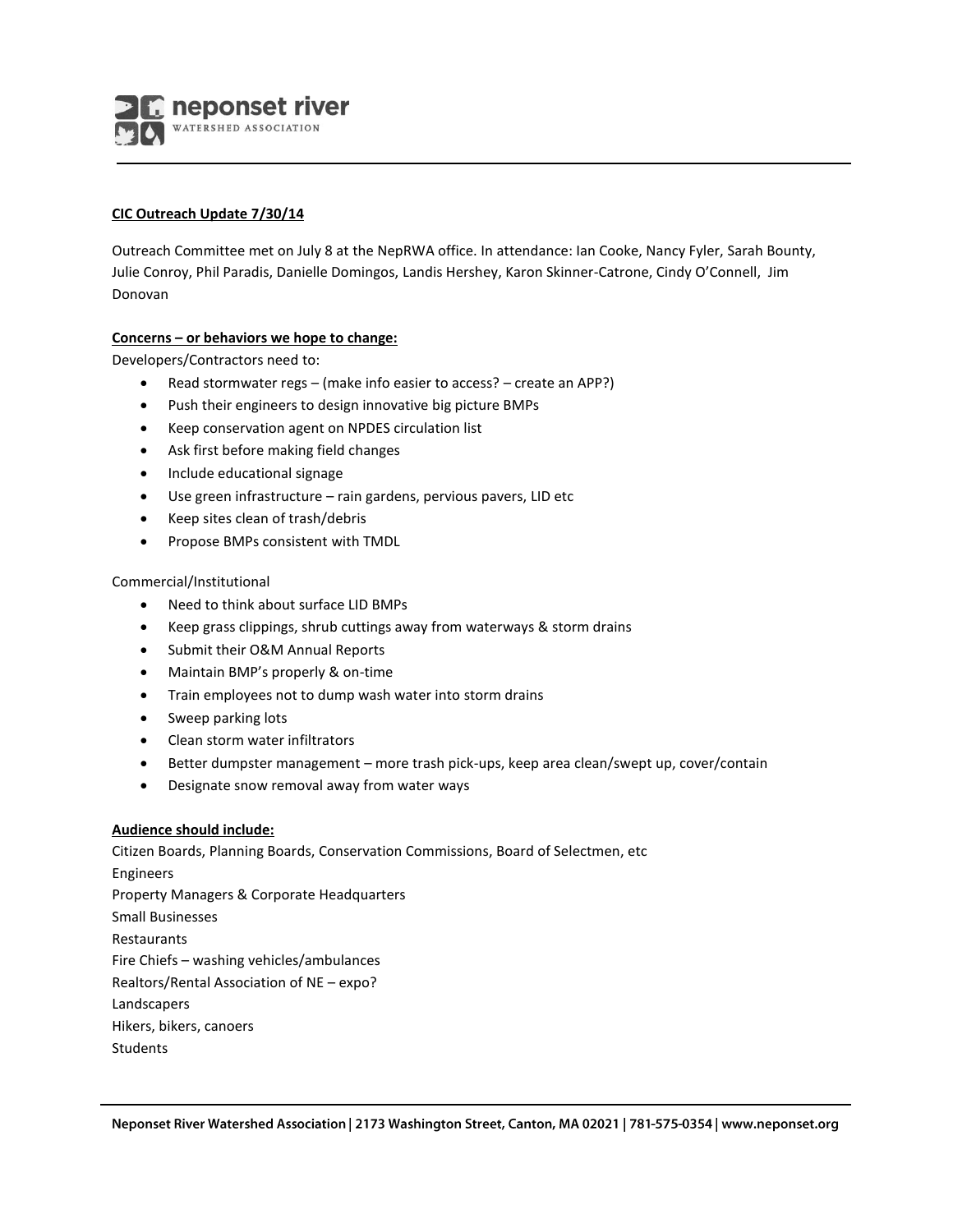**CIC Outreach Update 7/30/14**

Outreach Committee met on July 8 at the NepRWA office. In attendance: Ian Cooke, Nancy Fyler, Sarah Bounty, Julie Conroy, Phil Paradis, Danielle Domingos, Landis Hershey, Karon Skinner-Catrone, Cindy O'Connell, Jim Donovan

**Concerns – or behaviors we hope to change:**

Developers/Contractors need to:

- Read stormwater regs – (make info easier to access? – create an APP?)
- Push their engineers to design innovative big picture BMPs
- Keep conservation agent on NPDES circulation list
- Ask first before making field changes
- Include educational signage
- Use green infrastructure – rain gardens, pervious pavers, LID etc
- Keep sites clean of trash/debris
- Propose BMPs consistent with TMDL

Commercial/Institutional

- Need to think about surface LID BMPs
- Keep grass clippings, shrub cuttings away from waterways & storm drains
- Submit their O&M Annual Reports
- Maintain BMP's properly & on-time
- Train employees not to dump wash water into storm drains
- Sweep parking lots
- Clean storm water infiltrators
- Better dumpster management – more trash pick-ups, keep area clean/swept up, cover/contain
- Designate snow removal away from water ways

**Audience should include:**

Citizen Boards, Planning Boards, Conservation Commissions, Board of Selectmen, etc  
Engineers  
Property Managers & Corporate Headquarters  
Small Businesses  
Restaurants  
Fire Chiefs – washing vehicles/ambulances  
Realtors/Rental Association of NE – expo?  
Landscapers  
Hikers, bikers, canoers  
Students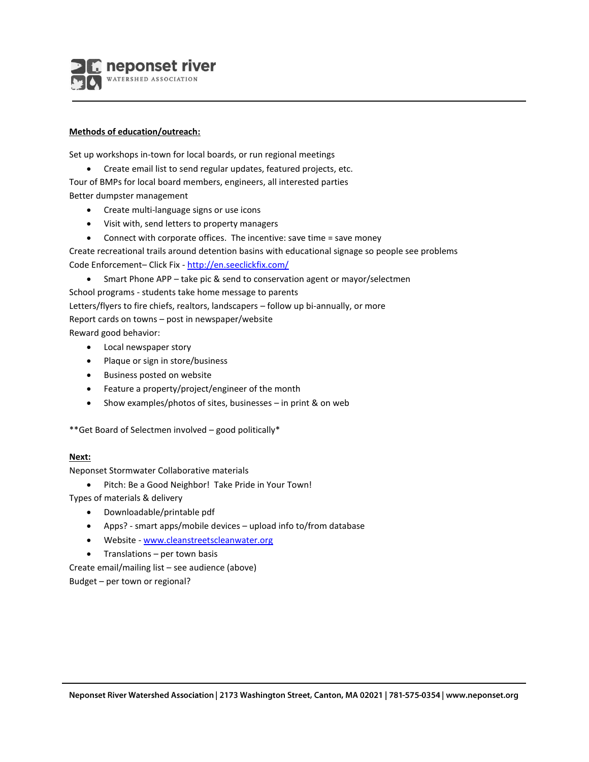**<u>Methods of education/outreach:</u>**

Set up workshops in-town for local boards, or run regional meetings

- Create email list to send regular updates, featured projects, etc.

Tour of BMPs for local board members, engineers, all interested parties

Better dumpster management

- Create multi-language signs or use icons
- Visit with, send letters to property managers
- Connect with corporate offices. The incentive: save time = save money

Create recreational trails around detention basins with educational signage so people see problems

Code Enforcement– Click Fix - http://en.seeclickfix.com/

- Smart Phone APP – take pic & send to conservation agent or mayor/selectmen

School programs - students take home message to parents

Letters/flyers to fire chiefs, realtors, landscapers – follow up bi-annually, or more

Report cards on towns – post in newspaper/website

Reward good behavior:

- Local newspaper story
- Plaque or sign in store/business
- Business posted on website
- Feature a property/project/engineer of the month
- Show examples/photos of sites, businesses – in print & on web

**Get Board of Selectmen involved – good politically*

**<u>Next:</u>**

Neponset Stormwater Collaborative materials

- Pitch: Be a Good Neighbor! Take Pride in Your Town!

Types of materials & delivery

- Downloadable/printable pdf
- Apps? - smart apps/mobile devices – upload info to/from database
- Website - www.cleanstreetscleanwater.org
- Translations – per town basis

Create email/mailing list – see audience (above)

Budget – per town or regional?